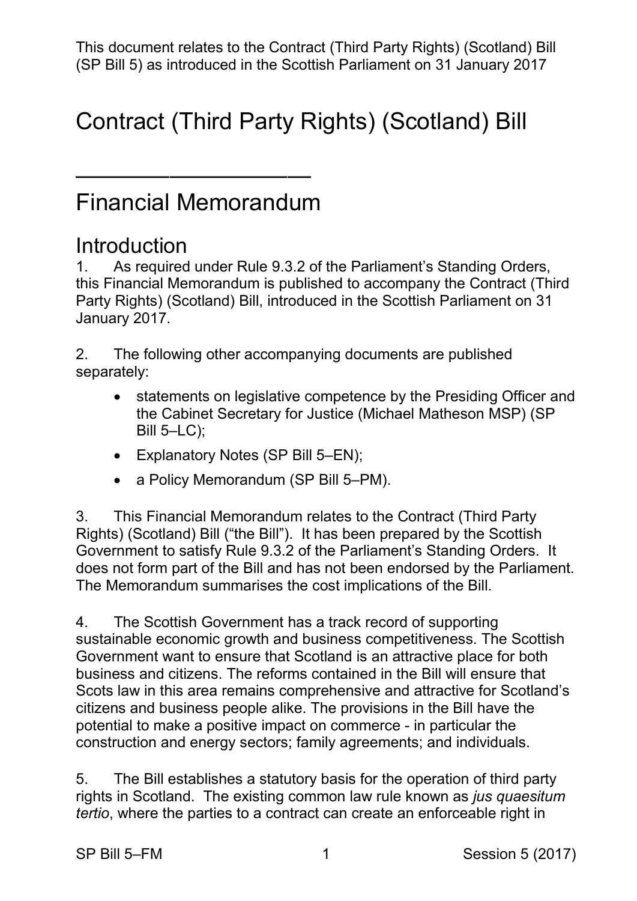This document relates to the Contract (Third Party Rights) (Scotland) Bill (SP Bill 5) as introduced in the Scottish Parliament on 31 January 2017

# Contract (Third Party Rights) (Scotland) Bill

---

# Financial Memorandum

## Introduction

1. As required under Rule 9.3.2 of the Parliament's Standing Orders, this Financial Memorandum is published to accompany the Contract (Third Party Rights) (Scotland) Bill, introduced in the Scottish Parliament on 31 January 2017.

2. The following other accompanying documents are published separately:

- statements on legislative competence by the Presiding Officer and the Cabinet Secretary for Justice (Michael Matheson MSP) (SP Bill 5–LC);
- Explanatory Notes (SP Bill 5–EN);
- a Policy Memorandum (SP Bill 5–PM).

3. This Financial Memorandum relates to the Contract (Third Party Rights) (Scotland) Bill ("the Bill"). It has been prepared by the Scottish Government to satisfy Rule 9.3.2 of the Parliament's Standing Orders. It does not form part of the Bill and has not been endorsed by the Parliament. The Memorandum summarises the cost implications of the Bill.

4. The Scottish Government has a track record of supporting sustainable economic growth and business competitiveness. The Scottish Government want to ensure that Scotland is an attractive place for both business and citizens. The reforms contained in the Bill will ensure that Scots law in this area remains comprehensive and attractive for Scotland's citizens and business people alike. The provisions in the Bill have the potential to make a positive impact on commerce - in particular the construction and energy sectors; family agreements; and individuals.

5. The Bill establishes a statutory basis for the operation of third party rights in Scotland. The existing common law rule known as *jus quaesitum tertio*, where the parties to a contract can create an enforceable right in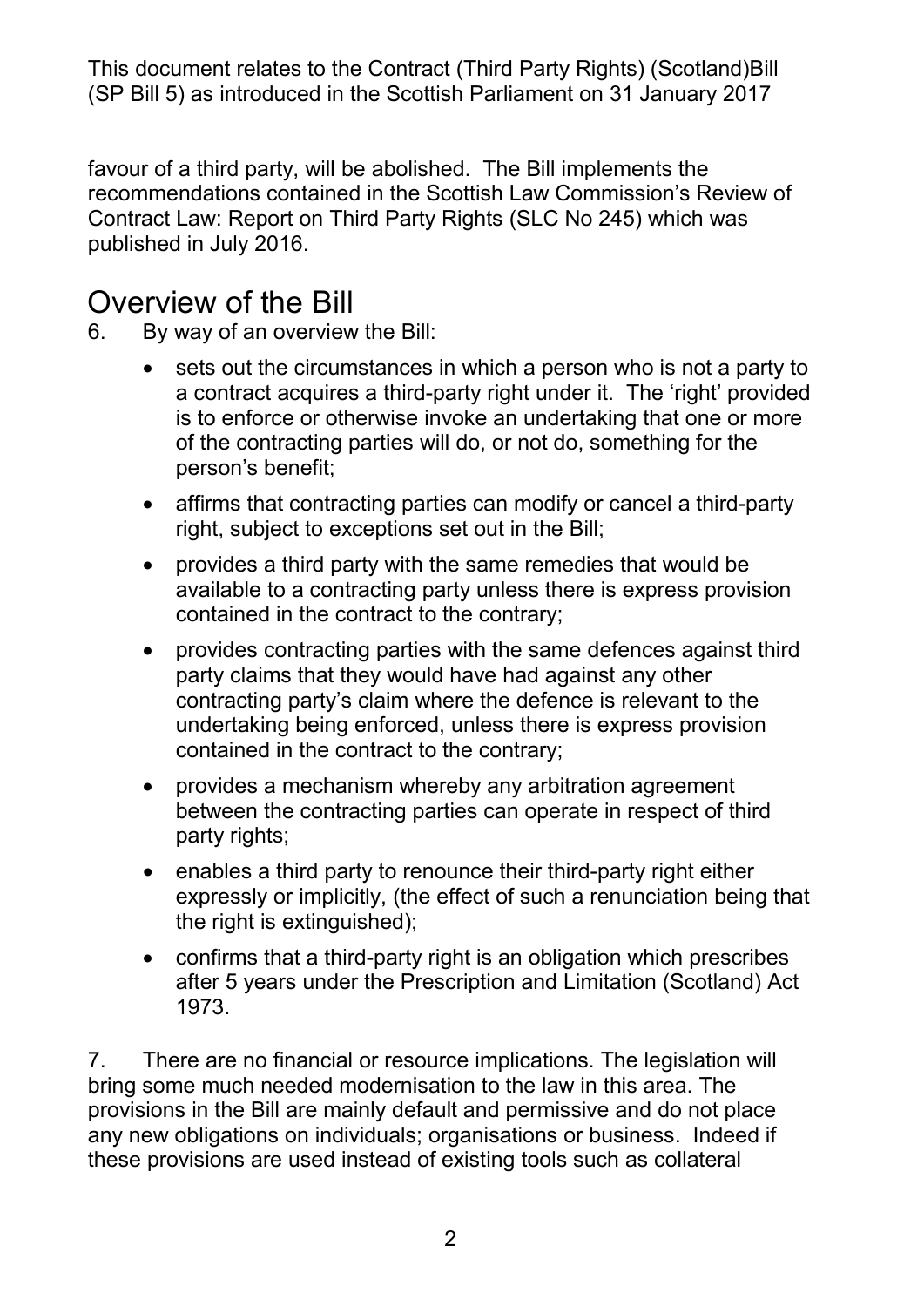favour of a third party, will be abolished. The Bill implements the recommendations contained in the Scottish Law Commission's Review of Contract Law: Report on Third Party Rights (SLC No 245) which was published in July 2016.

## Overview of the Bill

6. By way of an overview the Bill:

- sets out the circumstances in which a person who is not a party to a contract acquires a third-party right under it. The 'right' provided is to enforce or otherwise invoke an undertaking that one or more of the contracting parties will do, or not do, something for the person's benefit;
- affirms that contracting parties can modify or cancel a third-party right, subject to exceptions set out in the Bill;
- provides a third party with the same remedies that would be available to a contracting party unless there is express provision contained in the contract to the contrary;
- provides contracting parties with the same defences against third party claims that they would have had against any other contracting party's claim where the defence is relevant to the undertaking being enforced, unless there is express provision contained in the contract to the contrary;
- provides a mechanism whereby any arbitration agreement between the contracting parties can operate in respect of third party rights;
- enables a third party to renounce their third-party right either expressly or implicitly, (the effect of such a renunciation being that the right is extinguished);
- confirms that a third-party right is an obligation which prescribes after 5 years under the Prescription and Limitation (Scotland) Act 1973.

7. There are no financial or resource implications. The legislation will bring some much needed modernisation to the law in this area. The provisions in the Bill are mainly default and permissive and do not place any new obligations on individuals; organisations or business. Indeed if these provisions are used instead of existing tools such as collateral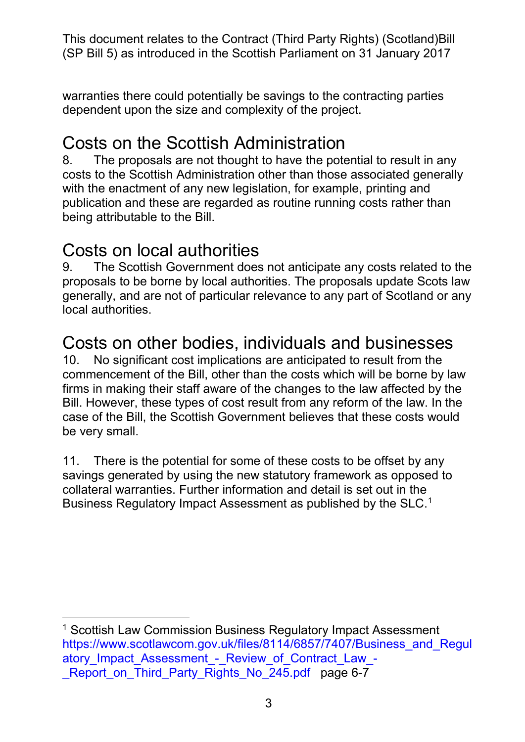warranties there could potentially be savings to the contracting parties dependent upon the size and complexity of the project.

## Costs on the Scottish Administration

8. The proposals are not thought to have the potential to result in any costs to the Scottish Administration other than those associated generally with the enactment of any new legislation, for example, printing and publication and these are regarded as routine running costs rather than being attributable to the Bill.

## Costs on local authorities

9. The Scottish Government does not anticipate any costs related to the proposals to be borne by local authorities. The proposals update Scots law generally, and are not of particular relevance to any part of Scotland or any local authorities.

## Costs on other bodies, individuals and businesses

10. No significant cost implications are anticipated to result from the commencement of the Bill, other than the costs which will be borne by law firms in making their staff aware of the changes to the law affected by the Bill. However, these types of cost result from any reform of the law. In the case of the Bill, the Scottish Government believes that these costs would be very small.

11. There is the potential for some of these costs to be offset by any savings generated by using the new statutory framework as opposed to collateral warranties. Further information and detail is set out in the Business Regulatory Impact Assessment as published by the SLC.[1]

---

[1] Scottish Law Commission Business Regulatory Impact Assessment https://www.scotlawcom.gov.uk/files/8114/6857/7407/Business_and_Regulatory_Impact_Assessment_-_Review_of_Contract_Law_-_Report_on_Third_Party_Rights_No_245.pdf page 6-7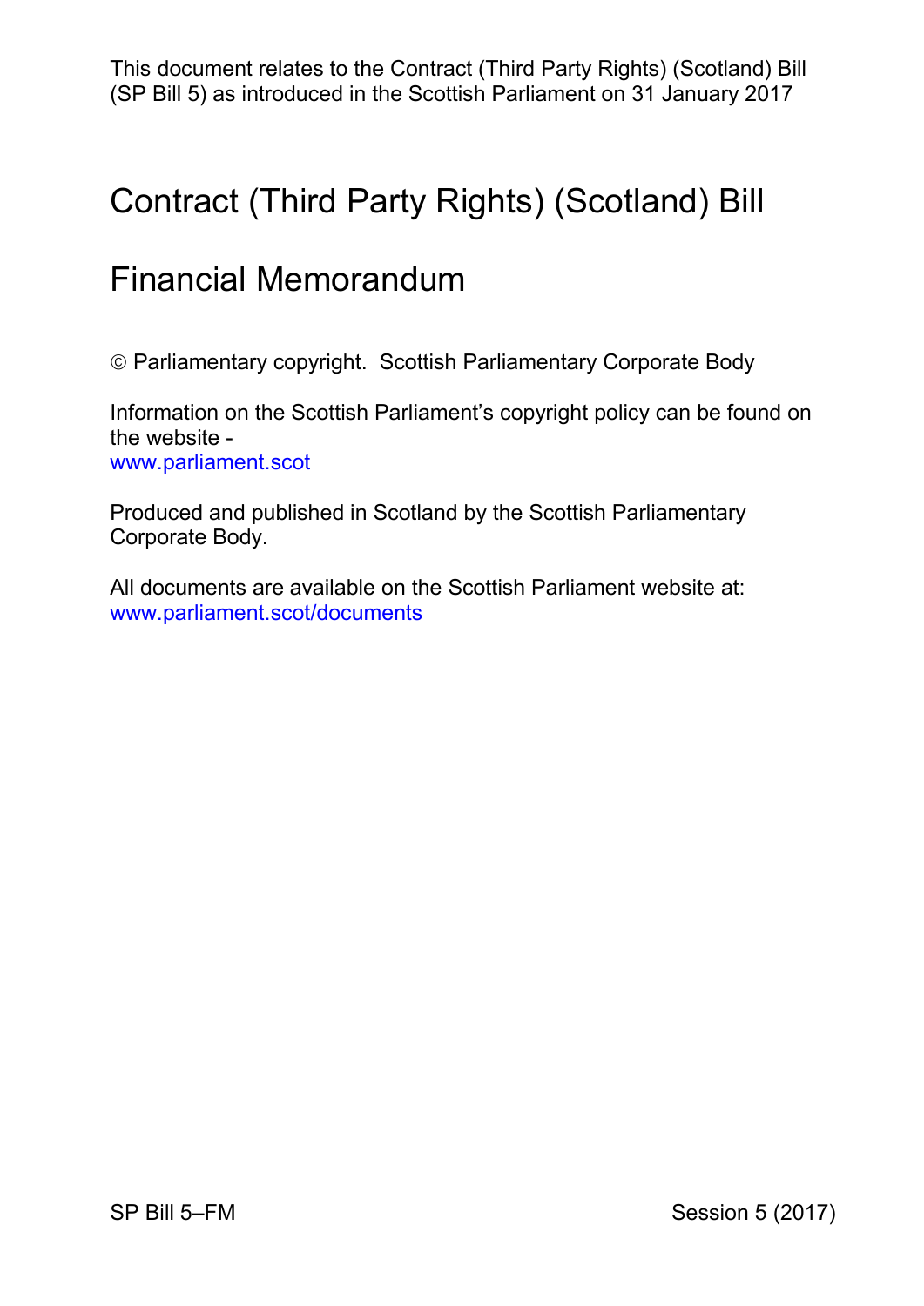This document relates to the Contract (Third Party Rights) (Scotland) Bill (SP Bill 5) as introduced in the Scottish Parliament on 31 January 2017

# Contract (Third Party Rights) (Scotland) Bill

# Financial Memorandum

© Parliamentary copyright. Scottish Parliamentary Corporate Body

Information on the Scottish Parliament's copyright policy can be found on the website -
www.parliament.scot

Produced and published in Scotland by the Scottish Parliamentary Corporate Body.

All documents are available on the Scottish Parliament website at:
www.parliament.scot/documents

SP Bill 5–FM Session 5 (2017)